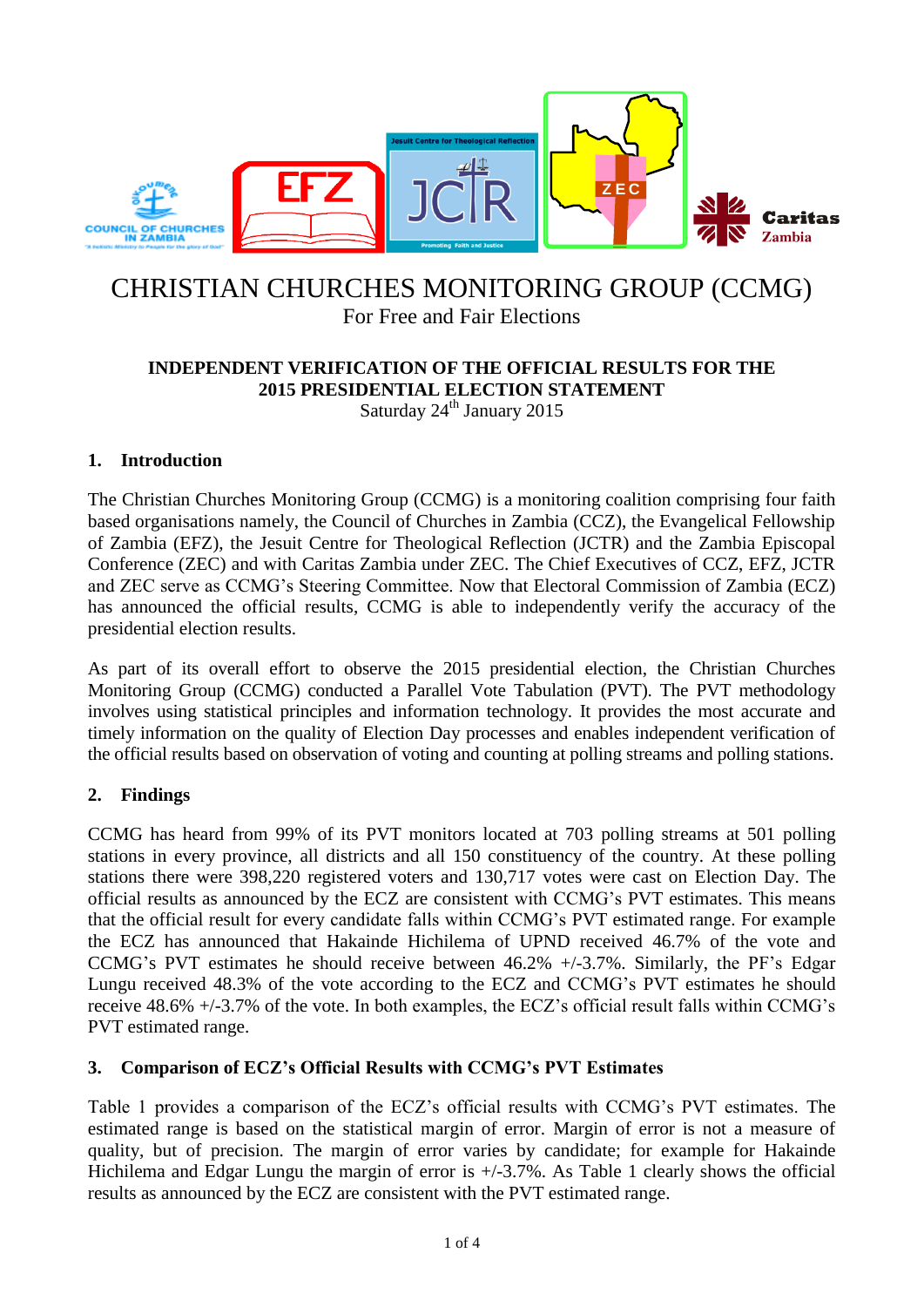# CHRISTIAN CHURCHES MONITORING GROUP (CCMG)

For Free and Fair Elections

**INDEPENDENT VERIFICATION OF THE OFFICIAL RESULTS FOR THE 2015 PRESIDENTIAL ELECTION STATEMENT**

Saturday 24th January 2015

## 1. Introduction

The Christian Churches Monitoring Group (CCMG) is a monitoring coalition comprising four faith based organisations namely, the Council of Churches in Zambia (CCZ), the Evangelical Fellowship of Zambia (EFZ), the Jesuit Centre for Theological Reflection (JCTR) and the Zambia Episcopal Conference (ZEC) and with Caritas Zambia under ZEC. The Chief Executives of CCZ, EFZ, JCTR and ZEC serve as CCMG's Steering Committee. Now that Electoral Commission of Zambia (ECZ) has announced the official results, CCMG is able to independently verify the accuracy of the presidential election results.

As part of its overall effort to observe the 2015 presidential election, the Christian Churches Monitoring Group (CCMG) conducted a Parallel Vote Tabulation (PVT). The PVT methodology involves using statistical principles and information technology. It provides the most accurate and timely information on the quality of Election Day processes and enables independent verification of the official results based on observation of voting and counting at polling streams and polling stations.

## 2. Findings

CCMG has heard from 99% of its PVT monitors located at 703 polling streams at 501 polling stations in every province, all districts and all 150 constituency of the country. At these polling stations there were 398,220 registered voters and 130,717 votes were cast on Election Day. The official results as announced by the ECZ are consistent with CCMG's PVT estimates. This means that the official result for every candidate falls within CCMG's PVT estimated range. For example the ECZ has announced that Hakainde Hichilema of UPND received 46.7% of the vote and CCMG's PVT estimates he should receive between 46.2% +/-3.7%. Similarly, the PF's Edgar Lungu received 48.3% of the vote according to the ECZ and CCMG's PVT estimates he should receive 48.6% +/-3.7% of the vote. In both examples, the ECZ's official result falls within CCMG's PVT estimated range.

## 3. Comparison of ECZ's Official Results with CCMG's PVT Estimates

Table 1 provides a comparison of the ECZ's official results with CCMG's PVT estimates. The estimated range is based on the statistical margin of error. Margin of error is not a measure of quality, but of precision. The margin of error varies by candidate; for example for Hakainde Hichilema and Edgar Lungu the margin of error is +/-3.7%. As Table 1 clearly shows the official results as announced by the ECZ are consistent with the PVT estimated range.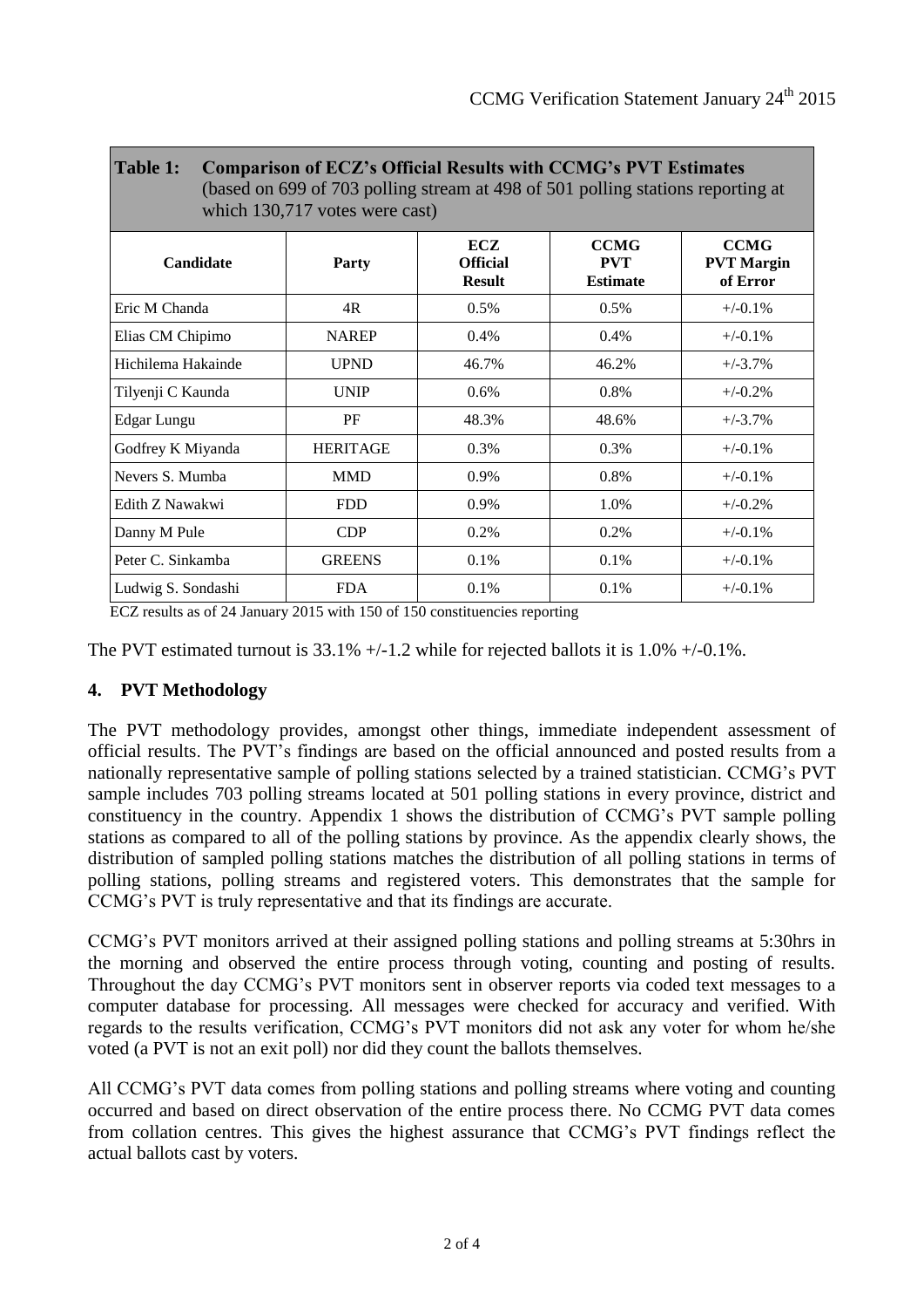**Table 1: Comparison of ECZ's Official Results with CCMG's PVT Estimates** (based on 699 of 703 polling stream at 498 of 501 polling stations reporting at which 130,717 votes were cast)

| Candidate | Party | ECZ Official Result | CCMG PVT Estimate | CCMG PVT Margin of Error |
|---|---|---|---|---|
| Eric M Chanda | 4R | 0.5% | 0.5% | +/-0.1% |
| Elias CM Chipimo | NAREP | 0.4% | 0.4% | +/-0.1% |
| Hichilema Hakainde | UPND | 46.7% | 46.2% | +/-3.7% |
| Tilyenji C Kaunda | UNIP | 0.6% | 0.8% | +/-0.2% |
| Edgar Lungu | PF | 48.3% | 48.6% | +/-3.7% |
| Godfrey K Miyanda | HERITAGE | 0.3% | 0.3% | +/-0.1% |
| Nevers S. Mumba | MMD | 0.9% | 0.8% | +/-0.1% |
| Edith Z Nawakwi | FDD | 0.9% | 1.0% | +/-0.2% |
| Danny M Pule | CDP | 0.2% | 0.2% | +/-0.1% |
| Peter C. Sinkamba | GREENS | 0.1% | 0.1% | +/-0.1% |
| Ludwig S. Sondashi | FDA | 0.1% | 0.1% | +/-0.1% |

ECZ results as of 24 January 2015 with 150 of 150 constituencies reporting

The PVT estimated turnout is 33.1% +/-1.2 while for rejected ballots it is 1.0% +/-0.1%.

## 4. PVT Methodology

The PVT methodology provides, amongst other things, immediate independent assessment of official results. The PVT's findings are based on the official announced and posted results from a nationally representative sample of polling stations selected by a trained statistician. CCMG's PVT sample includes 703 polling streams located at 501 polling stations in every province, district and constituency in the country. Appendix 1 shows the distribution of CCMG's PVT sample polling stations as compared to all of the polling stations by province. As the appendix clearly shows, the distribution of sampled polling stations matches the distribution of all polling stations in terms of polling stations, polling streams and registered voters. This demonstrates that the sample for CCMG's PVT is truly representative and that its findings are accurate.

CCMG's PVT monitors arrived at their assigned polling stations and polling streams at 5:30hrs in the morning and observed the entire process through voting, counting and posting of results. Throughout the day CCMG's PVT monitors sent in observer reports via coded text messages to a computer database for processing. All messages were checked for accuracy and verified. With regards to the results verification, CCMG's PVT monitors did not ask any voter for whom he/she voted (a PVT is not an exit poll) nor did they count the ballots themselves.

All CCMG's PVT data comes from polling stations and polling streams where voting and counting occurred and based on direct observation of the entire process there. No CCMG PVT data comes from collation centres. This gives the highest assurance that CCMG's PVT findings reflect the actual ballots cast by voters.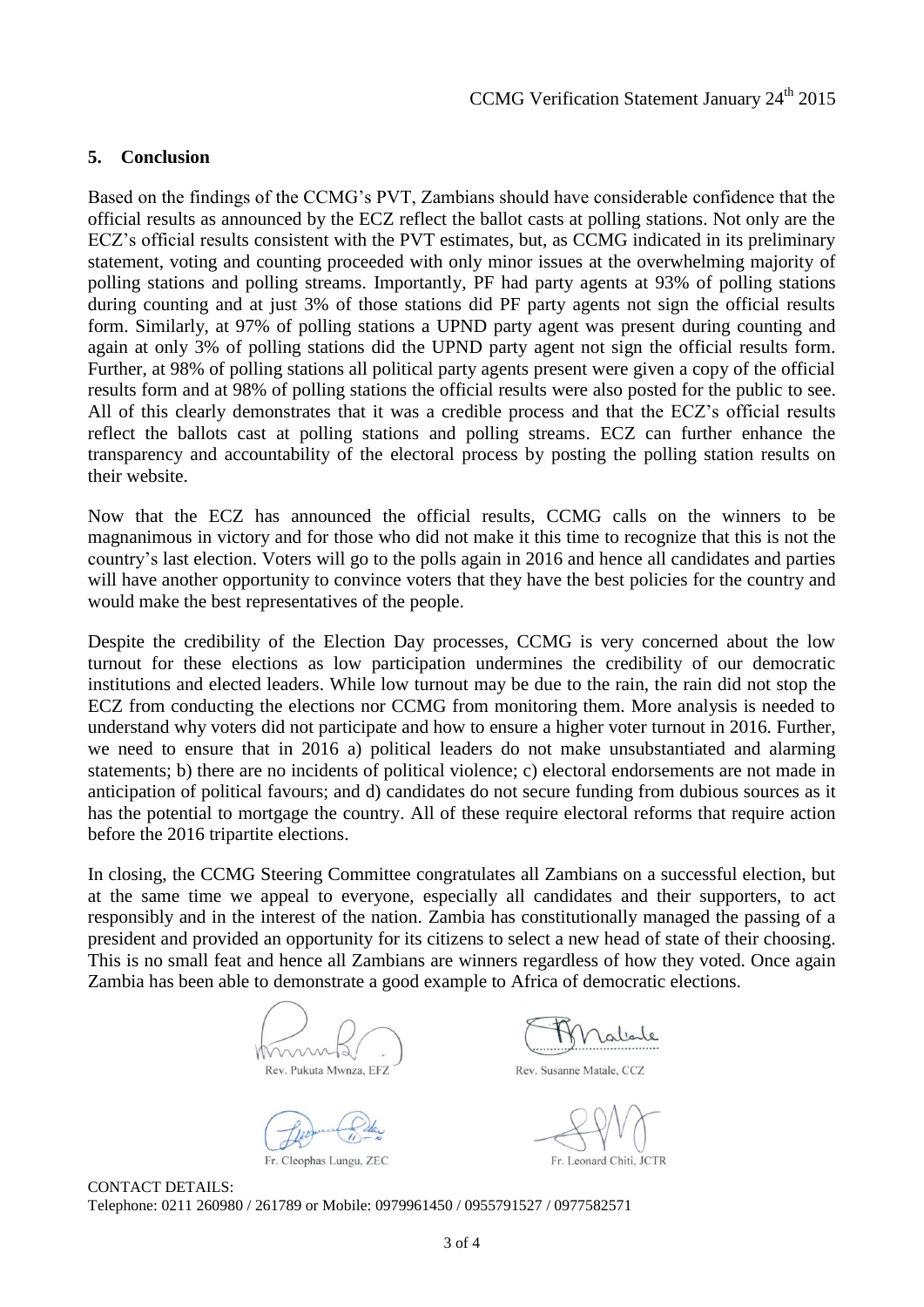## 5. Conclusion

Based on the findings of the CCMG's PVT, Zambians should have considerable confidence that the official results as announced by the ECZ reflect the ballot casts at polling stations. Not only are the ECZ's official results consistent with the PVT estimates, but, as CCMG indicated in its preliminary statement, voting and counting proceeded with only minor issues at the overwhelming majority of polling stations and polling streams. Importantly, PF had party agents at 93% of polling stations during counting and at just 3% of those stations did PF party agents not sign the official results form. Similarly, at 97% of polling stations a UPND party agent was present during counting and again at only 3% of polling stations did the UPND party agent not sign the official results form. Further, at 98% of polling stations all political party agents present were given a copy of the official results form and at 98% of polling stations the official results were also posted for the public to see. All of this clearly demonstrates that it was a credible process and that the ECZ's official results reflect the ballots cast at polling stations and polling streams. ECZ can further enhance the transparency and accountability of the electoral process by posting the polling station results on their website.

Now that the ECZ has announced the official results, CCMG calls on the winners to be magnanimous in victory and for those who did not make it this time to recognize that this is not the country's last election. Voters will go to the polls again in 2016 and hence all candidates and parties will have another opportunity to convince voters that they have the best policies for the country and would make the best representatives of the people.

Despite the credibility of the Election Day processes, CCMG is very concerned about the low turnout for these elections as low participation undermines the credibility of our democratic institutions and elected leaders. While low turnout may be due to the rain, the rain did not stop the ECZ from conducting the elections nor CCMG from monitoring them. More analysis is needed to understand why voters did not participate and how to ensure a higher voter turnout in 2016. Further, we need to ensure that in 2016 a) political leaders do not make unsubstantiated and alarming statements; b) there are no incidents of political violence; c) electoral endorsements are not made in anticipation of political favours; and d) candidates do not secure funding from dubious sources as it has the potential to mortgage the country. All of these require electoral reforms that require action before the 2016 tripartite elections.

In closing, the CCMG Steering Committee congratulates all Zambians on a successful election, but at the same time we appeal to everyone, especially all candidates and their supporters, to act responsibly and in the interest of the nation. Zambia has constitutionally managed the passing of a president and provided an opportunity for its citizens to select a new head of state of their choosing. This is no small feat and hence all Zambians are winners regardless of how they voted. Once again Zambia has been able to demonstrate a good example to Africa of democratic elections.

Rev. Pukuta Mwnza, EFZ

Rev. Susanne Matale, CCZ

Fr. Cleophas Lungu, ZEC

Fr. Leonard Chiti, JCTR

CONTACT DETAILS:
Telephone: 0211 260980 / 261789 or Mobile: 0979961450 / 0955791527 / 0977582571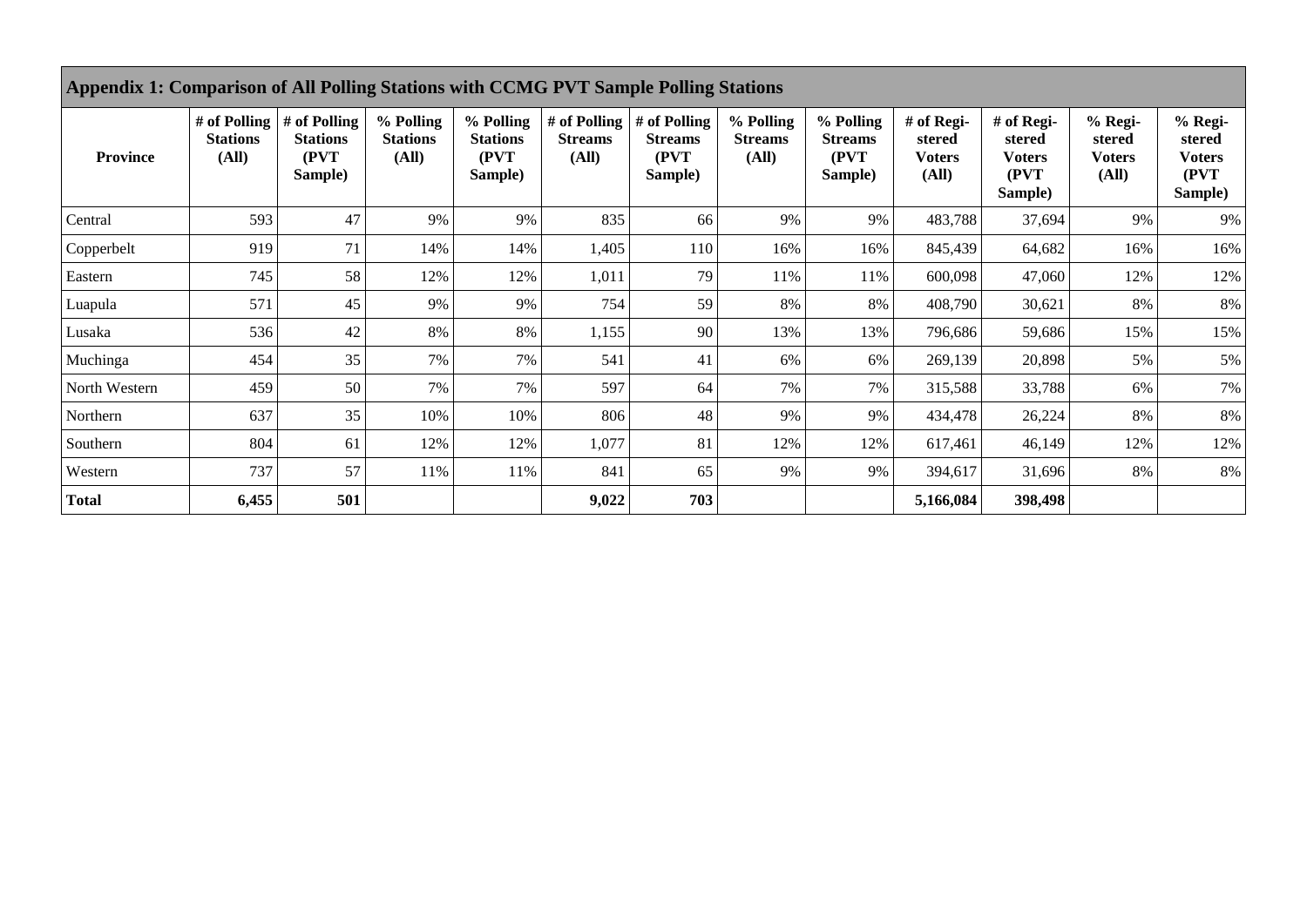## Appendix 1: Comparison of All Polling Stations with CCMG PVT Sample Polling Stations

| Province | # of Polling Stations (All) | # of Polling Stations (PVT Sample) | % Polling Stations (All) | % Polling Stations (PVT Sample) | # of Polling Streams (All) | # of Polling Streams (PVT Sample) | % Polling Streams (All) | % Polling Streams (PVT Sample) | # of Regi-stered Voters (All) | # of Regi-stered Voters (PVT Sample) | % Regi-stered Voters (All) | % Regi-stered Voters (PVT Sample) |
|---|---|---|---|---|---|---|---|---|---|---|---|---|
| Central | 593 | 47 | 9% | 9% | 835 | 66 | 9% | 9% | 483,788 | 37,694 | 9% | 9% |
| Copperbelt | 919 | 71 | 14% | 14% | 1,405 | 110 | 16% | 16% | 845,439 | 64,682 | 16% | 16% |
| Eastern | 745 | 58 | 12% | 12% | 1,011 | 79 | 11% | 11% | 600,098 | 47,060 | 12% | 12% |
| Luapula | 571 | 45 | 9% | 9% | 754 | 59 | 8% | 8% | 408,790 | 30,621 | 8% | 8% |
| Lusaka | 536 | 42 | 8% | 8% | 1,155 | 90 | 13% | 13% | 796,686 | 59,686 | 15% | 15% |
| Muchinga | 454 | 35 | 7% | 7% | 541 | 41 | 6% | 6% | 269,139 | 20,898 | 5% | 5% |
| North Western | 459 | 50 | 7% | 7% | 597 | 64 | 7% | 7% | 315,588 | 33,788 | 6% | 7% |
| Northern | 637 | 35 | 10% | 10% | 806 | 48 | 9% | 9% | 434,478 | 26,224 | 8% | 8% |
| Southern | 804 | 61 | 12% | 12% | 1,077 | 81 | 12% | 12% | 617,461 | 46,149 | 12% | 12% |
| Western | 737 | 57 | 11% | 11% | 841 | 65 | 9% | 9% | 394,617 | 31,696 | 8% | 8% |
| **Total** | **6,455** | **501** | | | **9,022** | **703** | | | **5,166,084** | **398,498** | | |